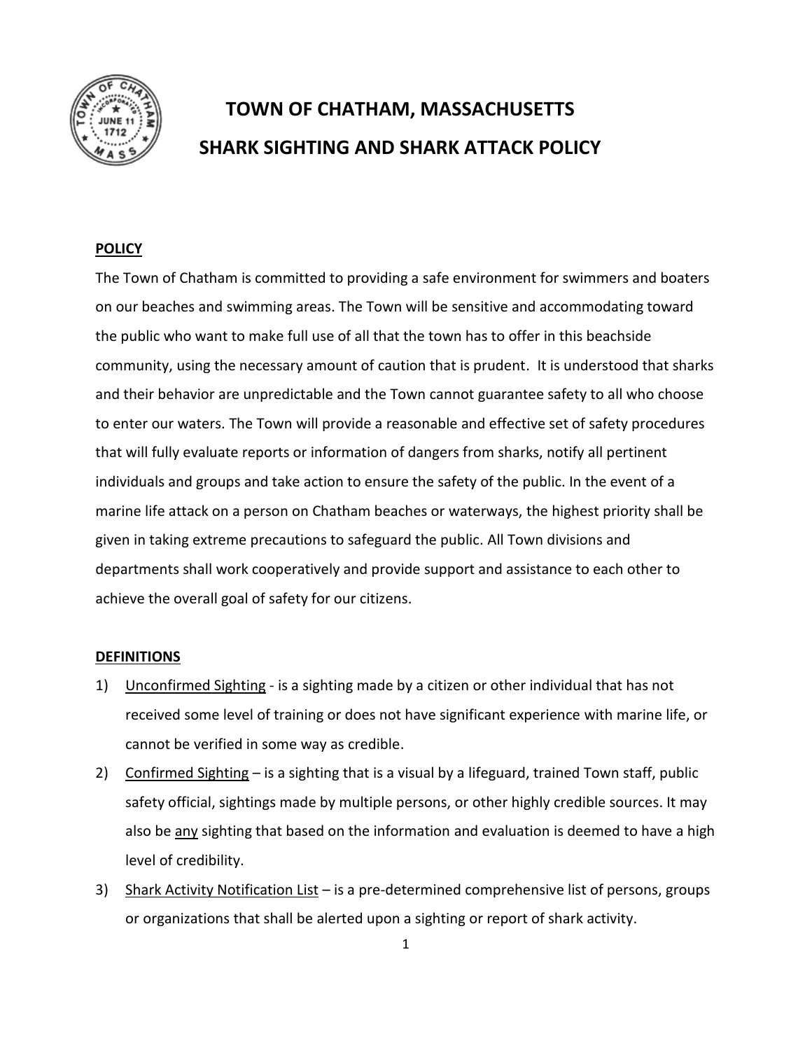# TOWN OF CHATHAM, MASSACHUSETTS

# SHARK SIGHTING AND SHARK ATTACK POLICY

## POLICY

The Town of Chatham is committed to providing a safe environment for swimmers and boaters on our beaches and swimming areas. The Town will be sensitive and accommodating toward the public who want to make full use of all that the town has to offer in this beachside community, using the necessary amount of caution that is prudent. It is understood that sharks and their behavior are unpredictable and the Town cannot guarantee safety to all who choose to enter our waters. The Town will provide a reasonable and effective set of safety procedures that will fully evaluate reports or information of dangers from sharks, notify all pertinent individuals and groups and take action to ensure the safety of the public. In the event of a marine life attack on a person on Chatham beaches or waterways, the highest priority shall be given in taking extreme precautions to safeguard the public. All Town divisions and departments shall work cooperatively and provide support and assistance to each other to achieve the overall goal of safety for our citizens.

## DEFINITIONS

1) Unconfirmed Sighting - is a sighting made by a citizen or other individual that has not received some level of training or does not have significant experience with marine life, or cannot be verified in some way as credible.
2) Confirmed Sighting – is a sighting that is a visual by a lifeguard, trained Town staff, public safety official, sightings made by multiple persons, or other highly credible sources. It may also be any sighting that based on the information and evaluation is deemed to have a high level of credibility.
3) Shark Activity Notification List – is a pre-determined comprehensive list of persons, groups or organizations that shall be alerted upon a sighting or report of shark activity.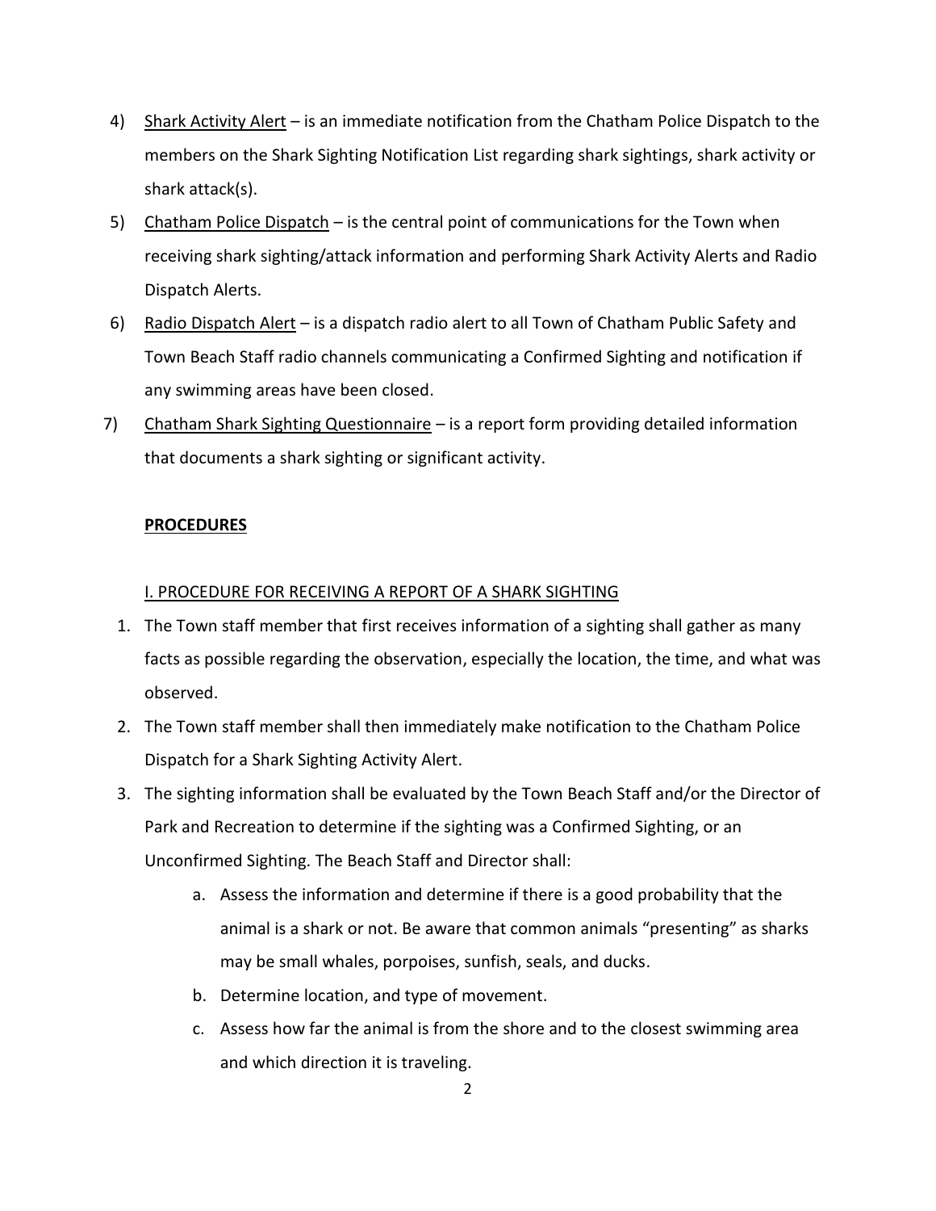4) <u>Shark Activity Alert</u> – is an immediate notification from the Chatham Police Dispatch to the members on the Shark Sighting Notification List regarding shark sightings, shark activity or shark attack(s).

5) <u>Chatham Police Dispatch</u> – is the central point of communications for the Town when receiving shark sighting/attack information and performing Shark Activity Alerts and Radio Dispatch Alerts.

6) <u>Radio Dispatch Alert</u> – is a dispatch radio alert to all Town of Chatham Public Safety and Town Beach Staff radio channels communicating a Confirmed Sighting and notification if any swimming areas have been closed.

7) <u>Chatham Shark Sighting Questionnaire</u> – is a report form providing detailed information that documents a shark sighting or significant activity.

**<u>PROCEDURES</u>**

<u>I. PROCEDURE FOR RECEIVING A REPORT OF A SHARK SIGHTING</u>

1. The Town staff member that first receives information of a sighting shall gather as many facts as possible regarding the observation, especially the location, the time, and what was observed.
2. The Town staff member shall then immediately make notification to the Chatham Police Dispatch for a Shark Sighting Activity Alert.
3. The sighting information shall be evaluated by the Town Beach Staff and/or the Director of Park and Recreation to determine if the sighting was a Confirmed Sighting, or an Unconfirmed Sighting. The Beach Staff and Director shall:
    a. Assess the information and determine if there is a good probability that the animal is a shark or not. Be aware that common animals "presenting" as sharks may be small whales, porpoises, sunfish, seals, and ducks.
    b. Determine location, and type of movement.
    c. Assess how far the animal is from the shore and to the closest swimming area and which direction it is traveling.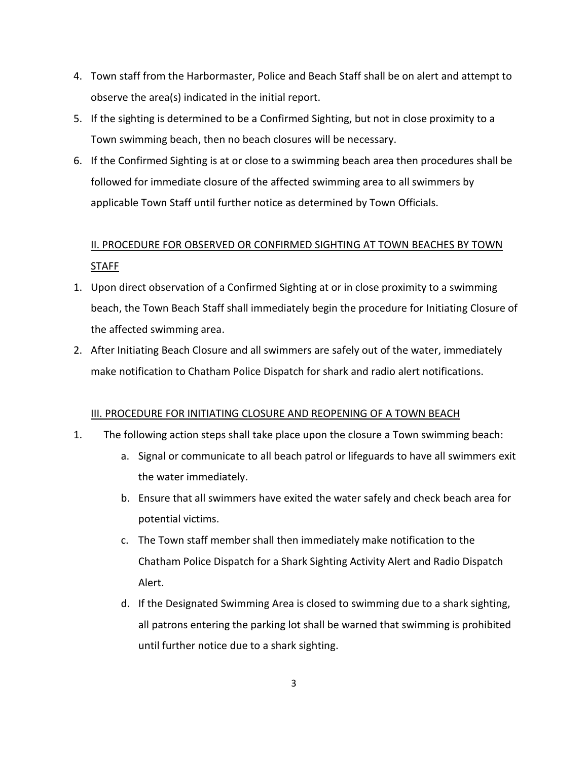4. Town staff from the Harbormaster, Police and Beach Staff shall be on alert and attempt to observe the area(s) indicated in the initial report.
5. If the sighting is determined to be a Confirmed Sighting, but not in close proximity to a Town swimming beach, then no beach closures will be necessary.
6. If the Confirmed Sighting is at or close to a swimming beach area then procedures shall be followed for immediate closure of the affected swimming area to all swimmers by applicable Town Staff until further notice as determined by Town Officials.

## II. PROCEDURE FOR OBSERVED OR CONFIRMED SIGHTING AT TOWN BEACHES BY TOWN STAFF

1. Upon direct observation of a Confirmed Sighting at or in close proximity to a swimming beach, the Town Beach Staff shall immediately begin the procedure for Initiating Closure of the affected swimming area.
2. After Initiating Beach Closure and all swimmers are safely out of the water, immediately make notification to Chatham Police Dispatch for shark and radio alert notifications.

## III. PROCEDURE FOR INITIATING CLOSURE AND REOPENING OF A TOWN BEACH

1. The following action steps shall take place upon the closure a Town swimming beach:
    a. Signal or communicate to all beach patrol or lifeguards to have all swimmers exit the water immediately.
    b. Ensure that all swimmers have exited the water safely and check beach area for potential victims.
    c. The Town staff member shall then immediately make notification to the Chatham Police Dispatch for a Shark Sighting Activity Alert and Radio Dispatch Alert.
    d. If the Designated Swimming Area is closed to swimming due to a shark sighting, all patrons entering the parking lot shall be warned that swimming is prohibited until further notice due to a shark sighting.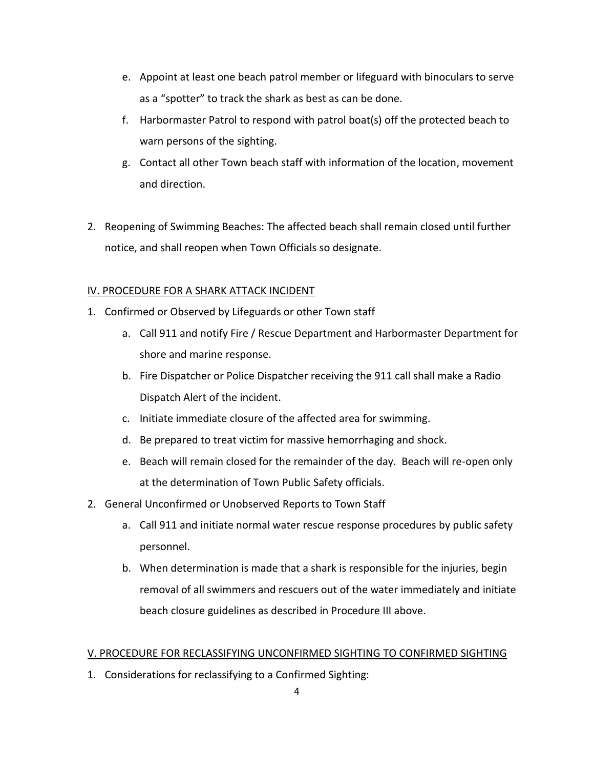e. Appoint at least one beach patrol member or lifeguard with binoculars to serve as a “spotter” to track the shark as best as can be done.

f. Harbormaster Patrol to respond with patrol boat(s) off the protected beach to warn persons of the sighting.

g. Contact all other Town beach staff with information of the location, movement and direction.

2. Reopening of Swimming Beaches: The affected beach shall remain closed until further notice, and shall reopen when Town Officials so designate.

## IV. PROCEDURE FOR A SHARK ATTACK INCIDENT

1. Confirmed or Observed by Lifeguards or other Town staff
   a. Call 911 and notify Fire / Rescue Department and Harbormaster Department for shore and marine response.
   b. Fire Dispatcher or Police Dispatcher receiving the 911 call shall make a Radio Dispatch Alert of the incident.
   c. Initiate immediate closure of the affected area for swimming.
   d. Be prepared to treat victim for massive hemorrhaging and shock.
   e. Beach will remain closed for the remainder of the day. Beach will re-open only at the determination of Town Public Safety officials.
2. General Unconfirmed or Unobserved Reports to Town Staff
   a. Call 911 and initiate normal water rescue response procedures by public safety personnel.
   b. When determination is made that a shark is responsible for the injuries, begin removal of all swimmers and rescuers out of the water immediately and initiate beach closure guidelines as described in Procedure III above.

## V. PROCEDURE FOR RECLASSIFYING UNCONFIRMED SIGHTING TO CONFIRMED SIGHTING

1. Considerations for reclassifying to a Confirmed Sighting: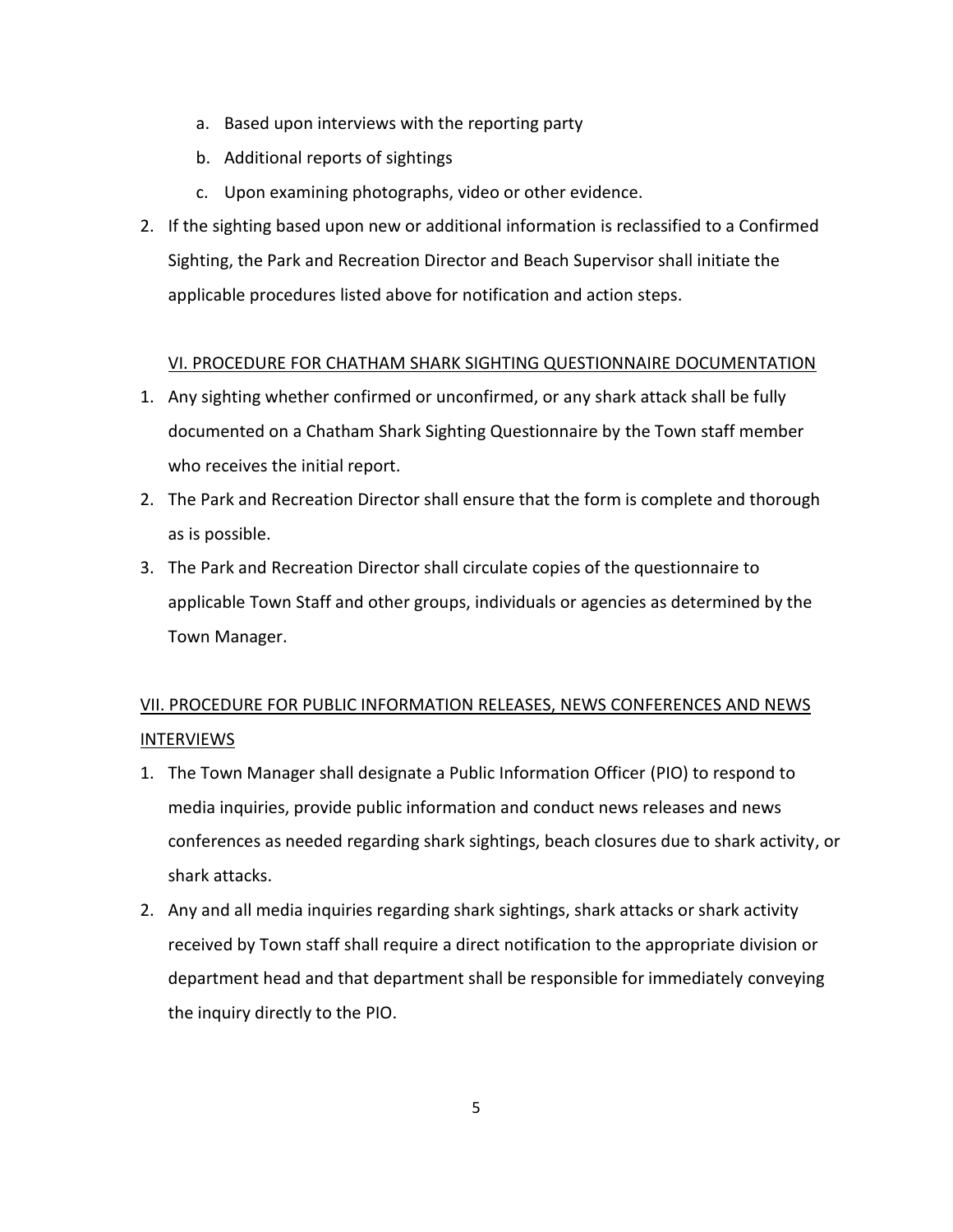a. Based upon interviews with the reporting party
   b. Additional reports of sightings
   c. Upon examining photographs, video or other evidence.

2. If the sighting based upon new or additional information is reclassified to a Confirmed Sighting, the Park and Recreation Director and Beach Supervisor shall initiate the applicable procedures listed above for notification and action steps.

## <u>VI. PROCEDURE FOR CHATHAM SHARK SIGHTING QUESTIONNAIRE DOCUMENTATION</u>

1. Any sighting whether confirmed or unconfirmed, or any shark attack shall be fully documented on a Chatham Shark Sighting Questionnaire by the Town staff member who receives the initial report.
2. The Park and Recreation Director shall ensure that the form is complete and thorough as is possible.
3. The Park and Recreation Director shall circulate copies of the questionnaire to applicable Town Staff and other groups, individuals or agencies as determined by the Town Manager.

## <u>VII. PROCEDURE FOR PUBLIC INFORMATION RELEASES, NEWS CONFERENCES AND NEWS INTERVIEWS</u>

1. The Town Manager shall designate a Public Information Officer (PIO) to respond to media inquiries, provide public information and conduct news releases and news conferences as needed regarding shark sightings, beach closures due to shark activity, or shark attacks.
2. Any and all media inquiries regarding shark sightings, shark attacks or shark activity received by Town staff shall require a direct notification to the appropriate division or department head and that department shall be responsible for immediately conveying the inquiry directly to the PIO.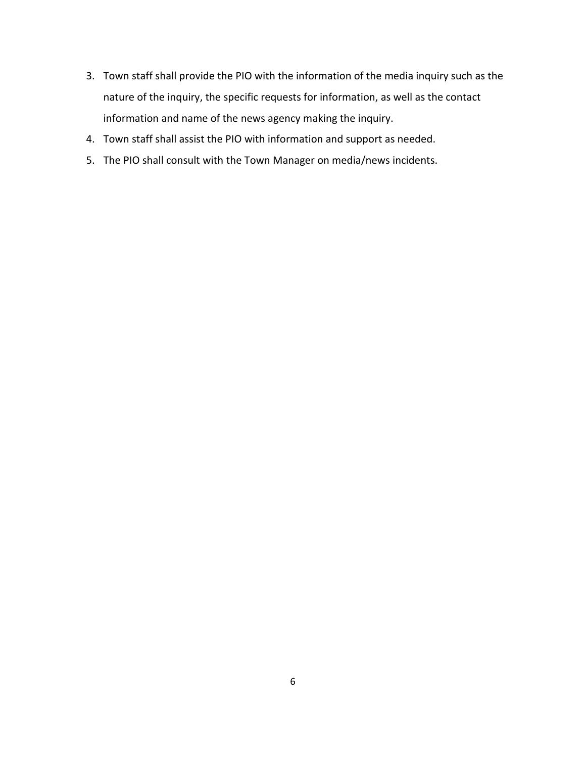3. Town staff shall provide the PIO with the information of the media inquiry such as the nature of the inquiry, the specific requests for information, as well as the contact information and name of the news agency making the inquiry.
4. Town staff shall assist the PIO with information and support as needed.
5. The PIO shall consult with the Town Manager on media/news incidents.